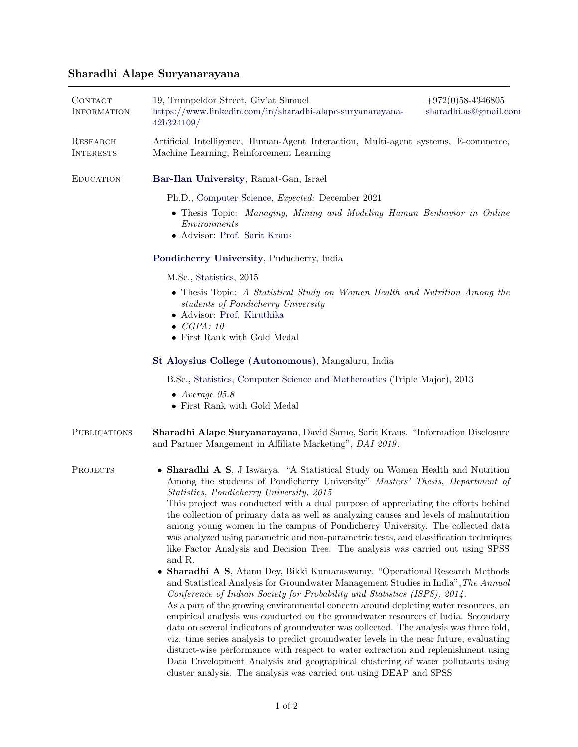# Sharadhi Alape Suryanarayana

## Contact Information

19, Trumpeldor Street, Giv'at Shmuel
https://www.linkedin.com/in/sharadhi-alape-suryanarayana-42b324109/
+972(0)58-4346805
sharadhi.as@gmail.com

## Research Interests

Artificial Intelligence, Human-Agent Interaction, Multi-agent systems, E-commerce, Machine Learning, Reinforcement Learning

## Education

**Bar-Ilan University**, Ramat-Gan, Israel

Ph.D., Computer Science, *Expected:* December 2021

- Thesis Topic: *Managing, Mining and Modeling Human Benhavior in Online Environments*
- Advisor: Prof. Sarit Kraus

**Pondicherry University**, Puducherry, India

M.Sc., Statistics, 2015

- Thesis Topic: *A Statistical Study on Women Health and Nutrition Among the students of Pondicherry University*
- Advisor: Prof. Kiruthika
- *CGPA: 10*
- First Rank with Gold Medal

**St Aloysius College (Autonomous)**, Mangaluru, India

B.Sc., Statistics, Computer Science and Mathematics (Triple Major), 2013

- *Average 95.8*
- First Rank with Gold Medal

## Publications

**Sharadhi Alape Suryanarayana**, David Sarne, Sarit Kraus. "Information Disclosure and Partner Mangement in Affiliate Marketing", *DAI 2019*.

## Projects

- **Sharadhi A S**, J Iswarya. "A Statistical Study on Women Health and Nutrition Among the students of Pondicherry University" *Masters' Thesis, Department of Statistics, Pondicherry University, 2015*
  This project was conducted with a dual purpose of appreciating the efforts behind the collection of primary data as well as analyzing causes and levels of malnutrition among young women in the campus of Pondicherry University. The collected data was analyzed using parametric and non-parametric tests, and classification techniques like Factor Analysis and Decision Tree. The analysis was carried out using SPSS and R.
- **Sharadhi A S**, Atanu Dey, Bikki Kumaraswamy. "Operational Research Methods and Statistical Analysis for Groundwater Management Studies in India",*The Annual Conference of Indian Society for Probability and Statistics (ISPS), 2014*.
  As a part of the growing environmental concern around depleting water resources, an empirical analysis was conducted on the groundwater resources of India. Secondary data on several indicators of groundwater was collected. The analysis was three fold, viz. time series analysis to predict groundwater levels in the near future, evaluating district-wise performance with respect to water extraction and replenishment using Data Envelopment Analysis and geographical clustering of water pollutants using cluster analysis. The analysis was carried out using DEAP and SPSS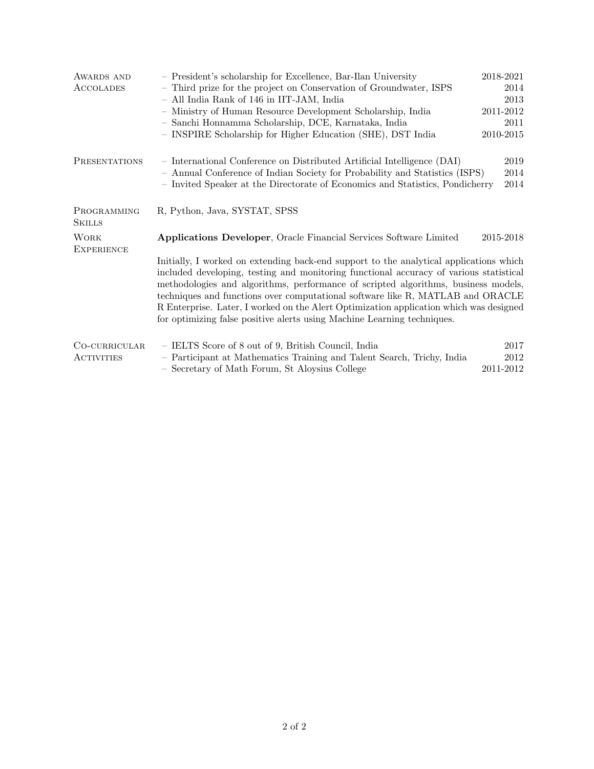## Awards and Accolades

- President's scholarship for Excellence, Bar-Ilan University — 2018-2021
- Third prize for the project on Conservation of Groundwater, ISPS — 2014
- All India Rank of 146 in IIT-JAM, India — 2013
- Ministry of Human Resource Development Scholarship, India — 2011-2012
- Sanchi Honnamma Scholarship, DCE, Karnataka, India — 2011
- INSPIRE Scholarship for Higher Education (SHE), DST India — 2010-2015

## Presentations

- International Conference on Distributed Artificial Intelligence (DAI) — 2019
- Annual Conference of Indian Society for Probability and Statistics (ISPS) — 2014
- Invited Speaker at the Directorate of Economics and Statistics, Pondicherry — 2014

## Programming Skills

R, Python, Java, SYSTAT, SPSS

## Work Experience

**Applications Developer**, Oracle Financial Services Software Limited — 2015-2018

Initially, I worked on extending back-end support to the analytical applications which included developing, testing and monitoring functional accuracy of various statistical methodologies and algorithms, performance of scripted algorithms, business models, techniques and functions over computational software like R, MATLAB and ORACLE R Enterprise. Later, I worked on the Alert Optimization application which was designed for optimizing false positive alerts using Machine Learning techniques.

## Co-curricular Activities

- IELTS Score of 8 out of 9, British Council, India — 2017
- Participant at Mathematics Training and Talent Search, Trichy, India — 2012
- Secretary of Math Forum, St Aloysius College — 2011-2012